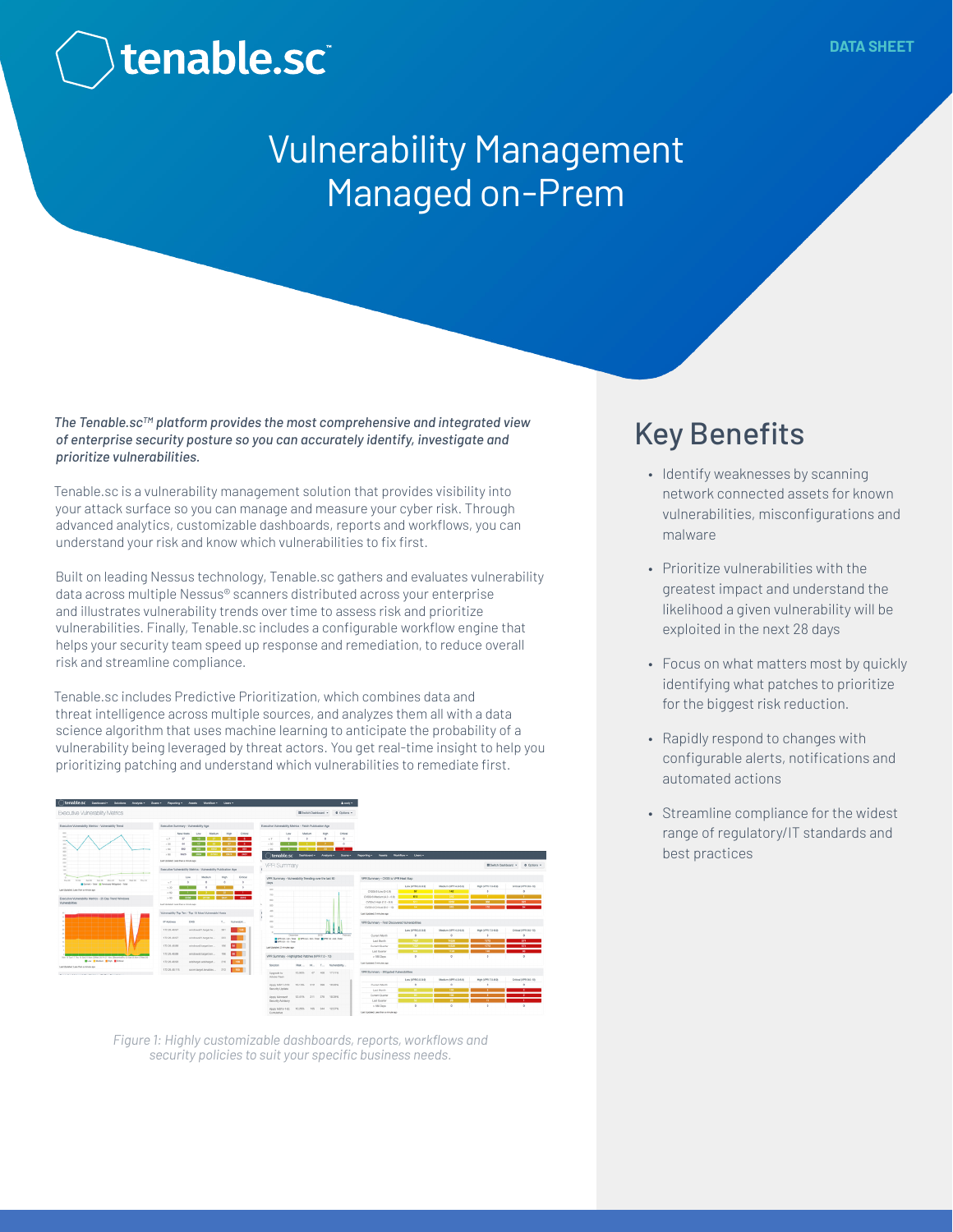tenable.sc™

DATA SHEET

# Vulnerability Management Managed on-Prem

*The Tenable.sc™ platform provides the most comprehensive and integrated view of enterprise security posture so you can accurately identify, investigate and prioritize vulnerabilities.*

Tenable.sc is a vulnerability management solution that provides visibility into your attack surface so you can manage and measure your cyber risk. Through advanced analytics, customizable dashboards, reports and workflows, you can understand your risk and know which vulnerabilities to fix first.

Built on leading Nessus technology, Tenable.sc gathers and evaluates vulnerability data across multiple Nessus® scanners distributed across your enterprise and illustrates vulnerability trends over time to assess risk and prioritize vulnerabilities. Finally, Tenable.sc includes a configurable workflow engine that helps your security team speed up response and remediation, to reduce overall risk and streamline compliance.

Tenable.sc includes Predictive Prioritization, which combines data and threat intelligence across multiple sources, and analyzes them all with a data science algorithm that uses machine learning to anticipate the probability of a vulnerability being leveraged by threat actors. You get real-time insight to help you prioritizing patching and understand which vulnerabilities to remediate first.

*Figure 1: Highly customizable dashboards, reports, workflows and security policies to suit your specific business needs.*

## Key Benefits

- Identify weaknesses by scanning network connected assets for known vulnerabilities, misconfigurations and malware
- Prioritize vulnerabilities with the greatest impact and understand the likelihood a given vulnerability will be exploited in the next 28 days
- Focus on what matters most by quickly identifying what patches to prioritize for the biggest risk reduction.
- Rapidly respond to changes with configurable alerts, notifications and automated actions
- Streamline compliance for the widest range of regulatory/IT standards and best practices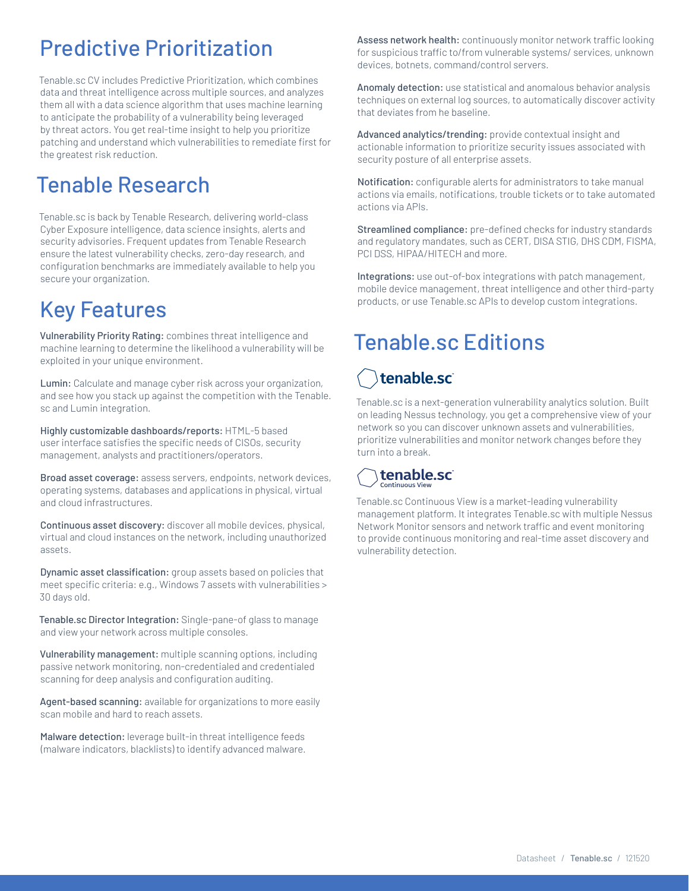## Predictive Prioritization

Tenable.sc CV includes Predictive Prioritization, which combines data and threat intelligence across multiple sources, and analyzes them all with a data science algorithm that uses machine learning to anticipate the probability of a vulnerability being leveraged by threat actors. You get real-time insight to help you prioritize patching and understand which vulnerabilities to remediate first for the greatest risk reduction.

## Tenable Research

Tenable.sc is back by Tenable Research, delivering world-class Cyber Exposure intelligence, data science insights, alerts and security advisories. Frequent updates from Tenable Research ensure the latest vulnerability checks, zero-day research, and configuration benchmarks are immediately available to help you secure your organization.

## Key Features

**Vulnerability Priority Rating:** combines threat intelligence and machine learning to determine the likelihood a vulnerability will be exploited in your unique environment.

**Lumin:** Calculate and manage cyber risk across your organization, and see how you stack up against the competition with the Tenable.sc and Lumin integration.

**Highly customizable dashboards/reports:** HTML-5 based user interface satisfies the specific needs of CISOs, security management, analysts and practitioners/operators.

**Broad asset coverage:** assess servers, endpoints, network devices, operating systems, databases and applications in physical, virtual and cloud infrastructures.

**Continuous asset discovery:** discover all mobile devices, physical, virtual and cloud instances on the network, including unauthorized assets.

**Dynamic asset classification:** group assets based on policies that meet specific criteria: e.g., Windows 7 assets with vulnerabilities > 30 days old.

**Tenable.sc Director Integration:** Single-pane-of glass to manage and view your network across multiple consoles.

**Vulnerability management:** multiple scanning options, including passive network monitoring, non-credentialed and credentialed scanning for deep analysis and configuration auditing.

**Agent-based scanning:** available for organizations to more easily scan mobile and hard to reach assets.

**Malware detection:** leverage built-in threat intelligence feeds (malware indicators, blacklists) to identify advanced malware.

**Assess network health:** continuously monitor network traffic looking for suspicious traffic to/from vulnerable systems/ services, unknown devices, botnets, command/control servers.

**Anomaly detection:** use statistical and anomalous behavior analysis techniques on external log sources, to automatically discover activity that deviates from he baseline.

**Advanced analytics/trending:** provide contextual insight and actionable information to prioritize security issues associated with security posture of all enterprise assets.

**Notification:** configurable alerts for administrators to take manual actions via emails, notifications, trouble tickets or to take automated actions via APIs.

**Streamlined compliance:** pre-defined checks for industry standards and regulatory mandates, such as CERT, DISA STIG, DHS CDM, FISMA, PCI DSS, HIPAA/HITECH and more.

**Integrations:** use out-of-box integrations with patch management, mobile device management, threat intelligence and other third-party products, or use Tenable.sc APIs to develop custom integrations.

## Tenable.sc Editions

### tenable.sc

Tenable.sc is a next-generation vulnerability analytics solution. Built on leading Nessus technology, you get a comprehensive view of your network so you can discover unknown assets and vulnerabilities, prioritize vulnerabilities and monitor network changes before they turn into a break.

### tenable.sc Continuous View

Tenable.sc Continuous View is a market-leading vulnerability management platform. It integrates Tenable.sc with multiple Nessus Network Monitor sensors and network traffic and event monitoring to provide continuous monitoring and real-time asset discovery and vulnerability detection.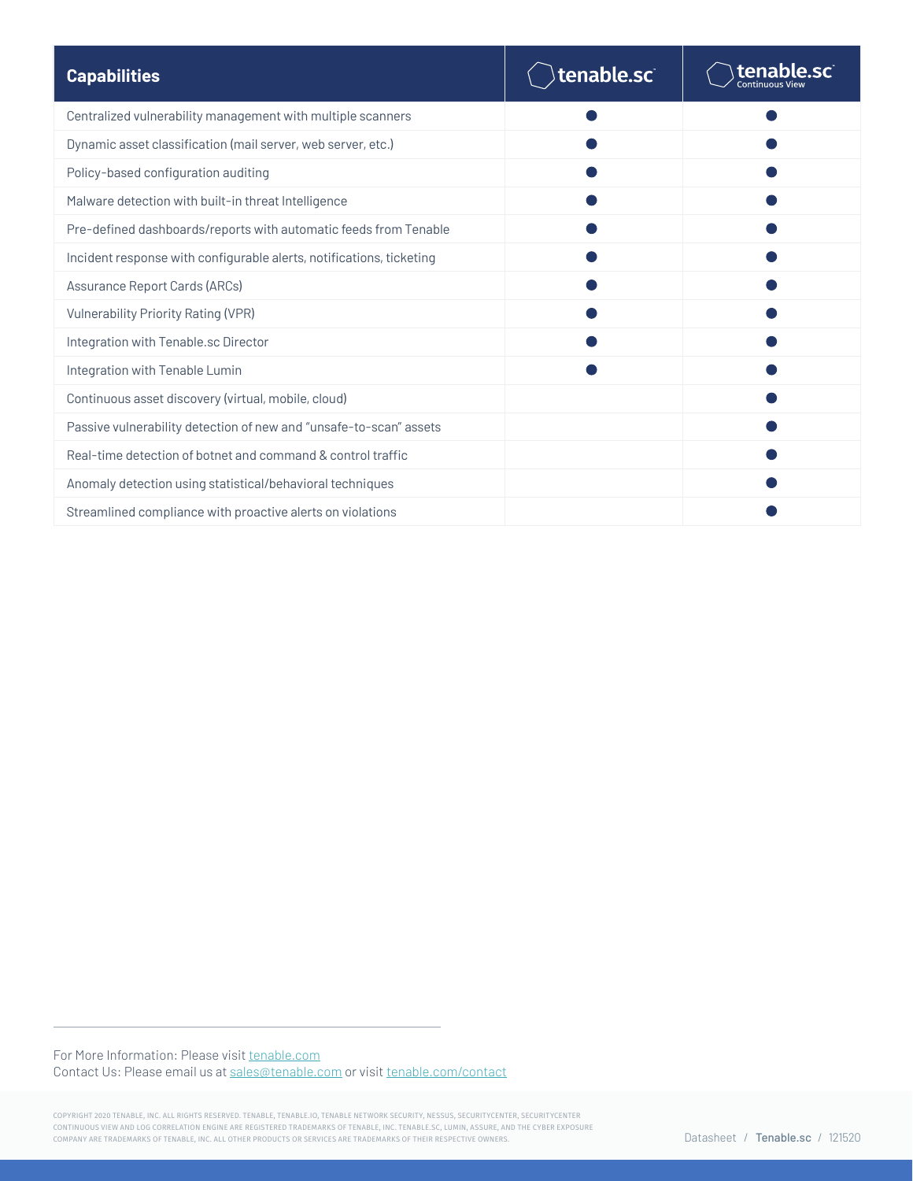| Capabilities | tenable.sc | tenable.sc Continuous View |
|---|---|---|
| Centralized vulnerability management with multiple scanners | ● | ● |
| Dynamic asset classification (mail server, web server, etc.) | ● | ● |
| Policy-based configuration auditing | ● | ● |
| Malware detection with built-in threat Intelligence | ● | ● |
| Pre-defined dashboards/reports with automatic feeds from Tenable | ● | ● |
| Incident response with configurable alerts, notifications, ticketing | ● | ● |
| Assurance Report Cards (ARCs) | ● | ● |
| Vulnerability Priority Rating (VPR) | ● | ● |
| Integration with Tenable.sc Director | ● | ● |
| Integration with Tenable Lumin | ● | ● |
| Continuous asset discovery (virtual, mobile, cloud) | | ● |
| Passive vulnerability detection of new and "unsafe-to-scan" assets | | ● |
| Real-time detection of botnet and command & control traffic | | ● |
| Anomaly detection using statistical/behavioral techniques | | ● |
| Streamlined compliance with proactive alerts on violations | | ● |

For More Information: Please visit tenable.com
Contact Us: Please email us at sales@tenable.com or visit tenable.com/contact

COPYRIGHT 2020 TENABLE, INC. ALL RIGHTS RESERVED. TENABLE, TENABLE.IO, TENABLE NETWORK SECURITY, NESSUS, SECURITYCENTER, SECURITYCENTER CONTINUOUS VIEW AND LOG CORRELATION ENGINE ARE REGISTERED TRADEMARKS OF TENABLE, INC. TENABLE.SC, LUMIN, ASSURE, AND THE CYBER EXPOSURE COMPANY ARE TRADEMARKS OF TENABLE, INC. ALL OTHER PRODUCTS OR SERVICES ARE TRADEMARKS OF THEIR RESPECTIVE OWNERS.